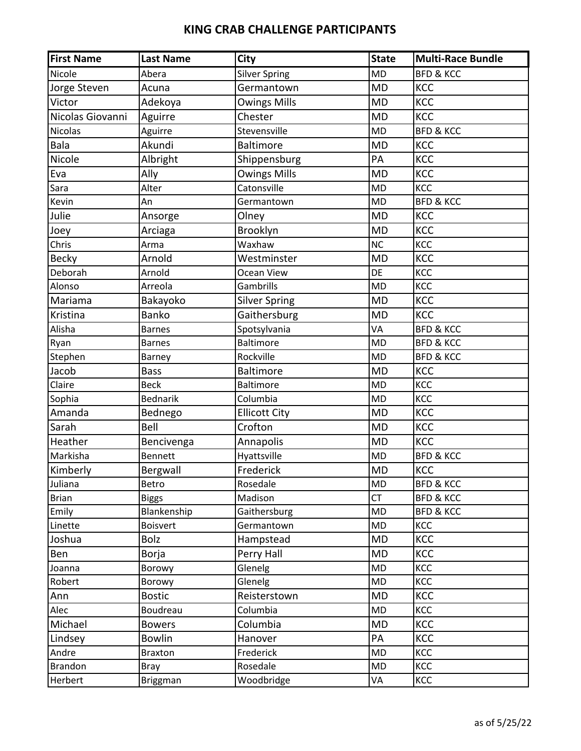# KING CRAB CHALLENGE PARTICIPANTS

| First Name | Last Name | City | State | Multi-Race Bundle |
|---|---|---|---|---|
| Nicole | Abera | Silver Spring | MD | BFD & KCC |
| Jorge Steven | Acuna | Germantown | MD | KCC |
| Victor | Adekoya | Owings Mills | MD | KCC |
| Nicolas Giovanni | Aguirre | Chester | MD | KCC |
| Nicolas | Aguirre | Stevensville | MD | BFD & KCC |
| Bala | Akundi | Baltimore | MD | KCC |
| Nicole | Albright | Shippensburg | PA | KCC |
| Eva | Ally | Owings Mills | MD | KCC |
| Sara | Alter | Catonsville | MD | KCC |
| Kevin | An | Germantown | MD | BFD & KCC |
| Julie | Ansorge | Olney | MD | KCC |
| Joey | Arciaga | Brooklyn | MD | KCC |
| Chris | Arma | Waxhaw | NC | KCC |
| Becky | Arnold | Westminster | MD | KCC |
| Deborah | Arnold | Ocean View | DE | KCC |
| Alonso | Arreola | Gambrills | MD | KCC |
| Mariama | Bakayoko | Silver Spring | MD | KCC |
| Kristina | Banko | Gaithersburg | MD | KCC |
| Alisha | Barnes | Spotsylvania | VA | BFD & KCC |
| Ryan | Barnes | Baltimore | MD | BFD & KCC |
| Stephen | Barney | Rockville | MD | BFD & KCC |
| Jacob | Bass | Baltimore | MD | KCC |
| Claire | Beck | Baltimore | MD | KCC |
| Sophia | Bednarik | Columbia | MD | KCC |
| Amanda | Bednego | Ellicott City | MD | KCC |
| Sarah | Bell | Crofton | MD | KCC |
| Heather | Bencivenga | Annapolis | MD | KCC |
| Markisha | Bennett | Hyattsville | MD | BFD & KCC |
| Kimberly | Bergwall | Frederick | MD | KCC |
| Juliana | Betro | Rosedale | MD | BFD & KCC |
| Brian | Biggs | Madison | CT | BFD & KCC |
| Emily | Blankenship | Gaithersburg | MD | BFD & KCC |
| Linette | Boisvert | Germantown | MD | KCC |
| Joshua | Bolz | Hampstead | MD | KCC |
| Ben | Borja | Perry Hall | MD | KCC |
| Joanna | Borowy | Glenelg | MD | KCC |
| Robert | Borowy | Glenelg | MD | KCC |
| Ann | Bostic | Reisterstown | MD | KCC |
| Alec | Boudreau | Columbia | MD | KCC |
| Michael | Bowers | Columbia | MD | KCC |
| Lindsey | Bowlin | Hanover | PA | KCC |
| Andre | Braxton | Frederick | MD | KCC |
| Brandon | Bray | Rosedale | MD | KCC |
| Herbert | Briggman | Woodbridge | VA | KCC |

as of 5/25/22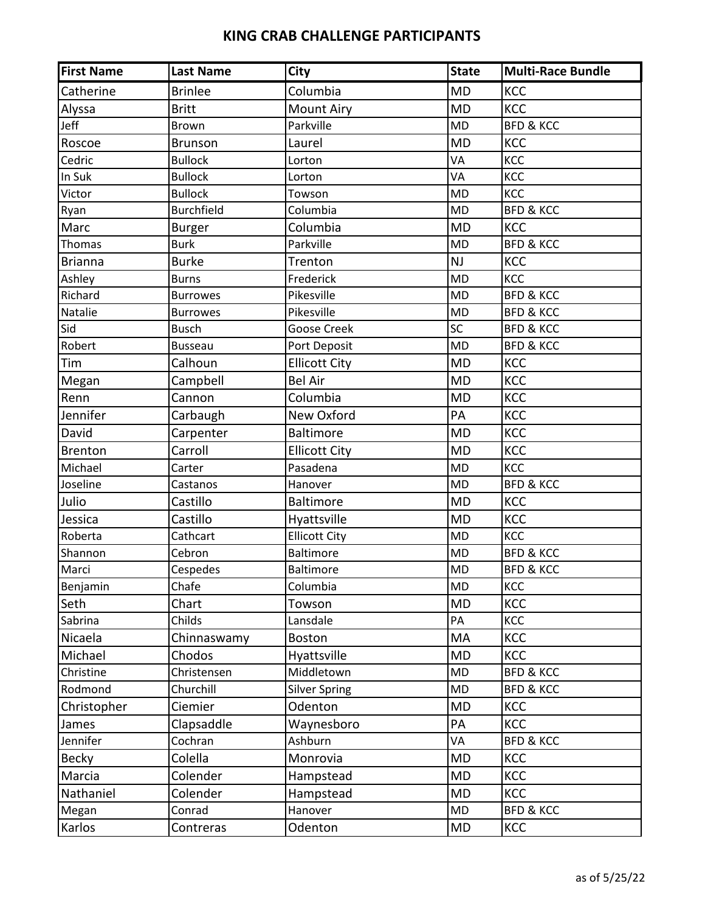## KING CRAB CHALLENGE PARTICIPANTS

| First Name | Last Name | City | State | Multi-Race Bundle |
|---|---|---|---|---|
| Catherine | Brinlee | Columbia | MD | KCC |
| Alyssa | Britt | Mount Airy | MD | KCC |
| Jeff | Brown | Parkville | MD | BFD & KCC |
| Roscoe | Brunson | Laurel | MD | KCC |
| Cedric | Bullock | Lorton | VA | KCC |
| In Suk | Bullock | Lorton | VA | KCC |
| Victor | Bullock | Towson | MD | KCC |
| Ryan | Burchfield | Columbia | MD | BFD & KCC |
| Marc | Burger | Columbia | MD | KCC |
| Thomas | Burk | Parkville | MD | BFD & KCC |
| Brianna | Burke | Trenton | NJ | KCC |
| Ashley | Burns | Frederick | MD | KCC |
| Richard | Burrowes | Pikesville | MD | BFD & KCC |
| Natalie | Burrowes | Pikesville | MD | BFD & KCC |
| Sid | Busch | Goose Creek | SC | BFD & KCC |
| Robert | Busseau | Port Deposit | MD | BFD & KCC |
| Tim | Calhoun | Ellicott City | MD | KCC |
| Megan | Campbell | Bel Air | MD | KCC |
| Renn | Cannon | Columbia | MD | KCC |
| Jennifer | Carbaugh | New Oxford | PA | KCC |
| David | Carpenter | Baltimore | MD | KCC |
| Brenton | Carroll | Ellicott City | MD | KCC |
| Michael | Carter | Pasadena | MD | KCC |
| Joseline | Castanos | Hanover | MD | BFD & KCC |
| Julio | Castillo | Baltimore | MD | KCC |
| Jessica | Castillo | Hyattsville | MD | KCC |
| Roberta | Cathcart | Ellicott City | MD | KCC |
| Shannon | Cebron | Baltimore | MD | BFD & KCC |
| Marci | Cespedes | Baltimore | MD | BFD & KCC |
| Benjamin | Chafe | Columbia | MD | KCC |
| Seth | Chart | Towson | MD | KCC |
| Sabrina | Childs | Lansdale | PA | KCC |
| Nicaela | Chinnaswamy | Boston | MA | KCC |
| Michael | Chodos | Hyattsville | MD | KCC |
| Christine | Christensen | Middletown | MD | BFD & KCC |
| Rodmond | Churchill | Silver Spring | MD | BFD & KCC |
| Christopher | Ciemier | Odenton | MD | KCC |
| James | Clapsaddle | Waynesboro | PA | KCC |
| Jennifer | Cochran | Ashburn | VA | BFD & KCC |
| Becky | Colella | Monrovia | MD | KCC |
| Marcia | Colender | Hampstead | MD | KCC |
| Nathaniel | Colender | Hampstead | MD | KCC |
| Megan | Conrad | Hanover | MD | BFD & KCC |
| Karlos | Contreras | Odenton | MD | KCC |

as of 5/25/22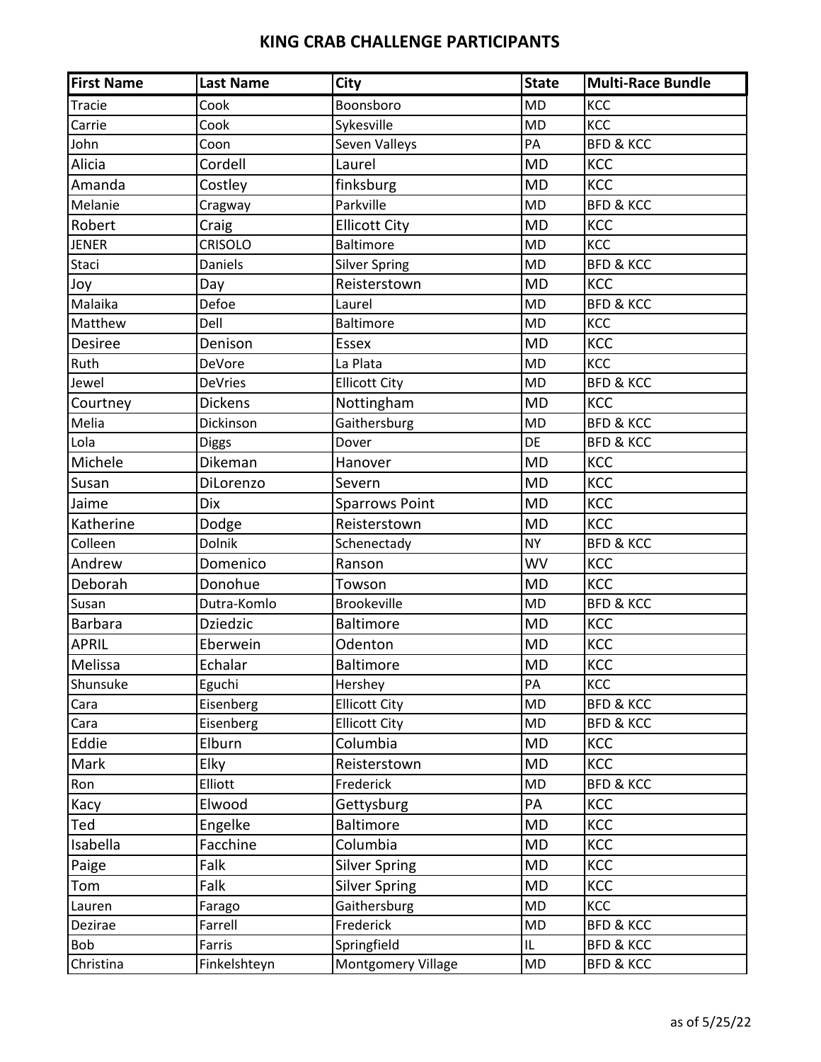## KING CRAB CHALLENGE PARTICIPANTS

| First Name | Last Name | City | State | Multi-Race Bundle |
|---|---|---|---|---|
| Tracie | Cook | Boonsboro | MD | KCC |
| Carrie | Cook | Sykesville | MD | KCC |
| John | Coon | Seven Valleys | PA | BFD & KCC |
| Alicia | Cordell | Laurel | MD | KCC |
| Amanda | Costley | finksburg | MD | KCC |
| Melanie | Cragway | Parkville | MD | BFD & KCC |
| Robert | Craig | Ellicott City | MD | KCC |
| JENER | CRISOLO | Baltimore | MD | KCC |
| Staci | Daniels | Silver Spring | MD | BFD & KCC |
| Joy | Day | Reisterstown | MD | KCC |
| Malaika | Defoe | Laurel | MD | BFD & KCC |
| Matthew | Dell | Baltimore | MD | KCC |
| Desiree | Denison | Essex | MD | KCC |
| Ruth | DeVore | La Plata | MD | KCC |
| Jewel | DeVries | Ellicott City | MD | BFD & KCC |
| Courtney | Dickens | Nottingham | MD | KCC |
| Melia | Dickinson | Gaithersburg | MD | BFD & KCC |
| Lola | Diggs | Dover | DE | BFD & KCC |
| Michele | Dikeman | Hanover | MD | KCC |
| Susan | DiLorenzo | Severn | MD | KCC |
| Jaime | Dix | Sparrows Point | MD | KCC |
| Katherine | Dodge | Reisterstown | MD | KCC |
| Colleen | Dolnik | Schenectady | NY | BFD & KCC |
| Andrew | Domenico | Ranson | WV | KCC |
| Deborah | Donohue | Towson | MD | KCC |
| Susan | Dutra-Komlo | Brookeville | MD | BFD & KCC |
| Barbara | Dziedzic | Baltimore | MD | KCC |
| APRIL | Eberwein | Odenton | MD | KCC |
| Melissa | Echalar | Baltimore | MD | KCC |
| Shunsuke | Eguchi | Hershey | PA | KCC |
| Cara | Eisenberg | Ellicott City | MD | BFD & KCC |
| Cara | Eisenberg | Ellicott City | MD | BFD & KCC |
| Eddie | Elburn | Columbia | MD | KCC |
| Mark | Elky | Reisterstown | MD | KCC |
| Ron | Elliott | Frederick | MD | BFD & KCC |
| Kacy | Elwood | Gettysburg | PA | KCC |
| Ted | Engelke | Baltimore | MD | KCC |
| Isabella | Facchine | Columbia | MD | KCC |
| Paige | Falk | Silver Spring | MD | KCC |
| Tom | Falk | Silver Spring | MD | KCC |
| Lauren | Farago | Gaithersburg | MD | KCC |
| Dezirae | Farrell | Frederick | MD | BFD & KCC |
| Bob | Farris | Springfield | IL | BFD & KCC |
| Christina | Finkelshteyn | Montgomery Village | MD | BFD & KCC |

as of 5/25/22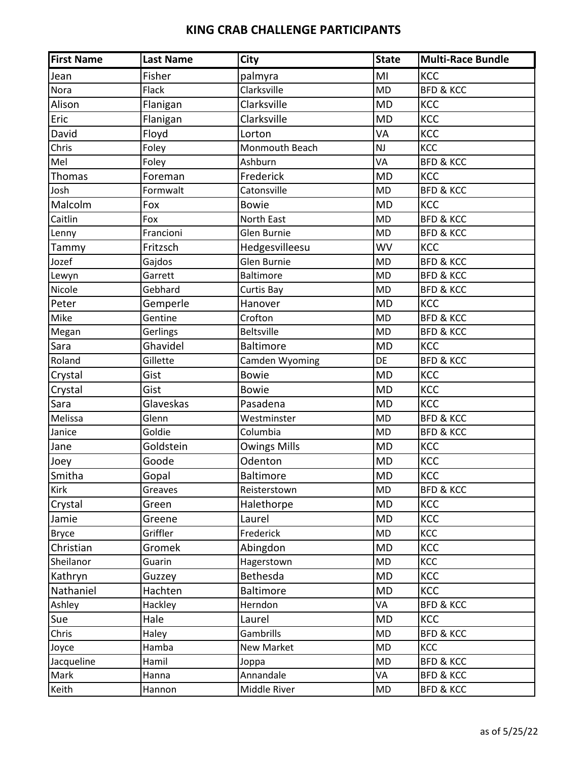# KING CRAB CHALLENGE PARTICIPANTS

| First Name | Last Name | City | State | Multi-Race Bundle |
|---|---|---|---|---|
| Jean | Fisher | palmyra | MI | KCC |
| Nora | Flack | Clarksville | MD | BFD & KCC |
| Alison | Flanigan | Clarksville | MD | KCC |
| Eric | Flanigan | Clarksville | MD | KCC |
| David | Floyd | Lorton | VA | KCC |
| Chris | Foley | Monmouth Beach | NJ | KCC |
| Mel | Foley | Ashburn | VA | BFD & KCC |
| Thomas | Foreman | Frederick | MD | KCC |
| Josh | Formwalt | Catonsville | MD | BFD & KCC |
| Malcolm | Fox | Bowie | MD | KCC |
| Caitlin | Fox | North East | MD | BFD & KCC |
| Lenny | Francioni | Glen Burnie | MD | BFD & KCC |
| Tammy | Fritzsch | Hedgesvilleesu | WV | KCC |
| Jozef | Gajdos | Glen Burnie | MD | BFD & KCC |
| Lewyn | Garrett | Baltimore | MD | BFD & KCC |
| Nicole | Gebhard | Curtis Bay | MD | BFD & KCC |
| Peter | Gemperle | Hanover | MD | KCC |
| Mike | Gentine | Crofton | MD | BFD & KCC |
| Megan | Gerlings | Beltsville | MD | BFD & KCC |
| Sara | Ghavidel | Baltimore | MD | KCC |
| Roland | Gillette | Camden Wyoming | DE | BFD & KCC |
| Crystal | Gist | Bowie | MD | KCC |
| Crystal | Gist | Bowie | MD | KCC |
| Sara | Glaveskas | Pasadena | MD | KCC |
| Melissa | Glenn | Westminster | MD | BFD & KCC |
| Janice | Goldie | Columbia | MD | BFD & KCC |
| Jane | Goldstein | Owings Mills | MD | KCC |
| Joey | Goode | Odenton | MD | KCC |
| Smitha | Gopal | Baltimore | MD | KCC |
| Kirk | Greaves | Reisterstown | MD | BFD & KCC |
| Crystal | Green | Halethorpe | MD | KCC |
| Jamie | Greene | Laurel | MD | KCC |
| Bryce | Griffler | Frederick | MD | KCC |
| Christian | Gromek | Abingdon | MD | KCC |
| Sheilanor | Guarin | Hagerstown | MD | KCC |
| Kathryn | Guzzey | Bethesda | MD | KCC |
| Nathaniel | Hachten | Baltimore | MD | KCC |
| Ashley | Hackley | Herndon | VA | BFD & KCC |
| Sue | Hale | Laurel | MD | KCC |
| Chris | Haley | Gambrills | MD | BFD & KCC |
| Joyce | Hamba | New Market | MD | KCC |
| Jacqueline | Hamil | Joppa | MD | BFD & KCC |
| Mark | Hanna | Annandale | VA | BFD & KCC |
| Keith | Hannon | Middle River | MD | BFD & KCC |

as of 5/25/22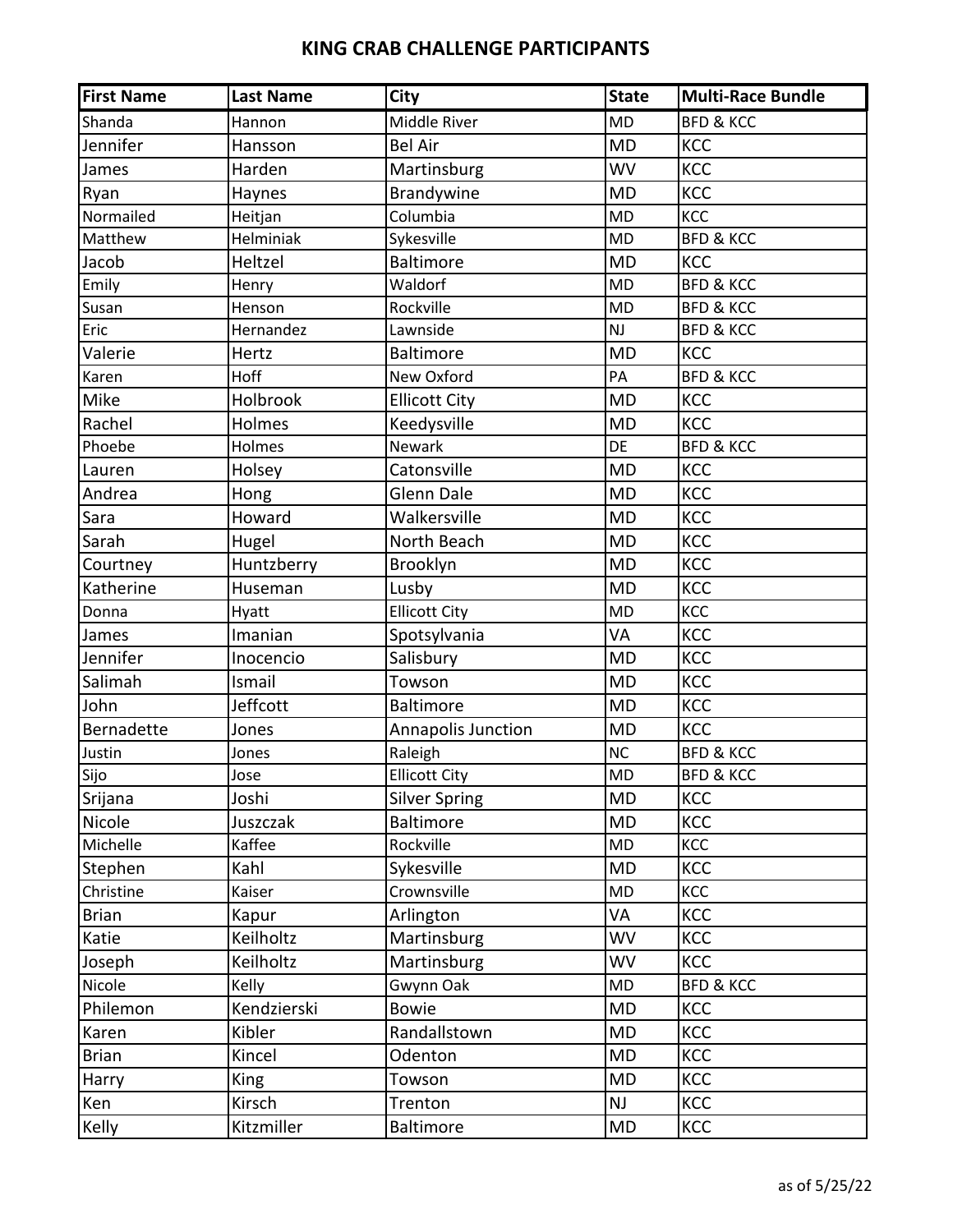## KING CRAB CHALLENGE PARTICIPANTS

| First Name | Last Name | City | State | Multi-Race Bundle |
|---|---|---|---|---|
| Shanda | Hannon | Middle River | MD | BFD & KCC |
| Jennifer | Hansson | Bel Air | MD | KCC |
| James | Harden | Martinsburg | WV | KCC |
| Ryan | Haynes | Brandywine | MD | KCC |
| Normailed | Heitjan | Columbia | MD | KCC |
| Matthew | Helminiak | Sykesville | MD | BFD & KCC |
| Jacob | Heltzel | Baltimore | MD | KCC |
| Emily | Henry | Waldorf | MD | BFD & KCC |
| Susan | Henson | Rockville | MD | BFD & KCC |
| Eric | Hernandez | Lawnside | NJ | BFD & KCC |
| Valerie | Hertz | Baltimore | MD | KCC |
| Karen | Hoff | New Oxford | PA | BFD & KCC |
| Mike | Holbrook | Ellicott City | MD | KCC |
| Rachel | Holmes | Keedysville | MD | KCC |
| Phoebe | Holmes | Newark | DE | BFD & KCC |
| Lauren | Holsey | Catonsville | MD | KCC |
| Andrea | Hong | Glenn Dale | MD | KCC |
| Sara | Howard | Walkersville | MD | KCC |
| Sarah | Hugel | North Beach | MD | KCC |
| Courtney | Huntzberry | Brooklyn | MD | KCC |
| Katherine | Huseman | Lusby | MD | KCC |
| Donna | Hyatt | Ellicott City | MD | KCC |
| James | Imanian | Spotsylvania | VA | KCC |
| Jennifer | Inocencio | Salisbury | MD | KCC |
| Salimah | Ismail | Towson | MD | KCC |
| John | Jeffcott | Baltimore | MD | KCC |
| Bernadette | Jones | Annapolis Junction | MD | KCC |
| Justin | Jones | Raleigh | NC | BFD & KCC |
| Sijo | Jose | Ellicott City | MD | BFD & KCC |
| Srijana | Joshi | Silver Spring | MD | KCC |
| Nicole | Juszczak | Baltimore | MD | KCC |
| Michelle | Kaffee | Rockville | MD | KCC |
| Stephen | Kahl | Sykesville | MD | KCC |
| Christine | Kaiser | Crownsville | MD | KCC |
| Brian | Kapur | Arlington | VA | KCC |
| Katie | Keilholtz | Martinsburg | WV | KCC |
| Joseph | Keilholtz | Martinsburg | WV | KCC |
| Nicole | Kelly | Gwynn Oak | MD | BFD & KCC |
| Philemon | Kendzierski | Bowie | MD | KCC |
| Karen | Kibler | Randallstown | MD | KCC |
| Brian | Kincel | Odenton | MD | KCC |
| Harry | King | Towson | MD | KCC |
| Ken | Kirsch | Trenton | NJ | KCC |
| Kelly | Kitzmiller | Baltimore | MD | KCC |

as of 5/25/22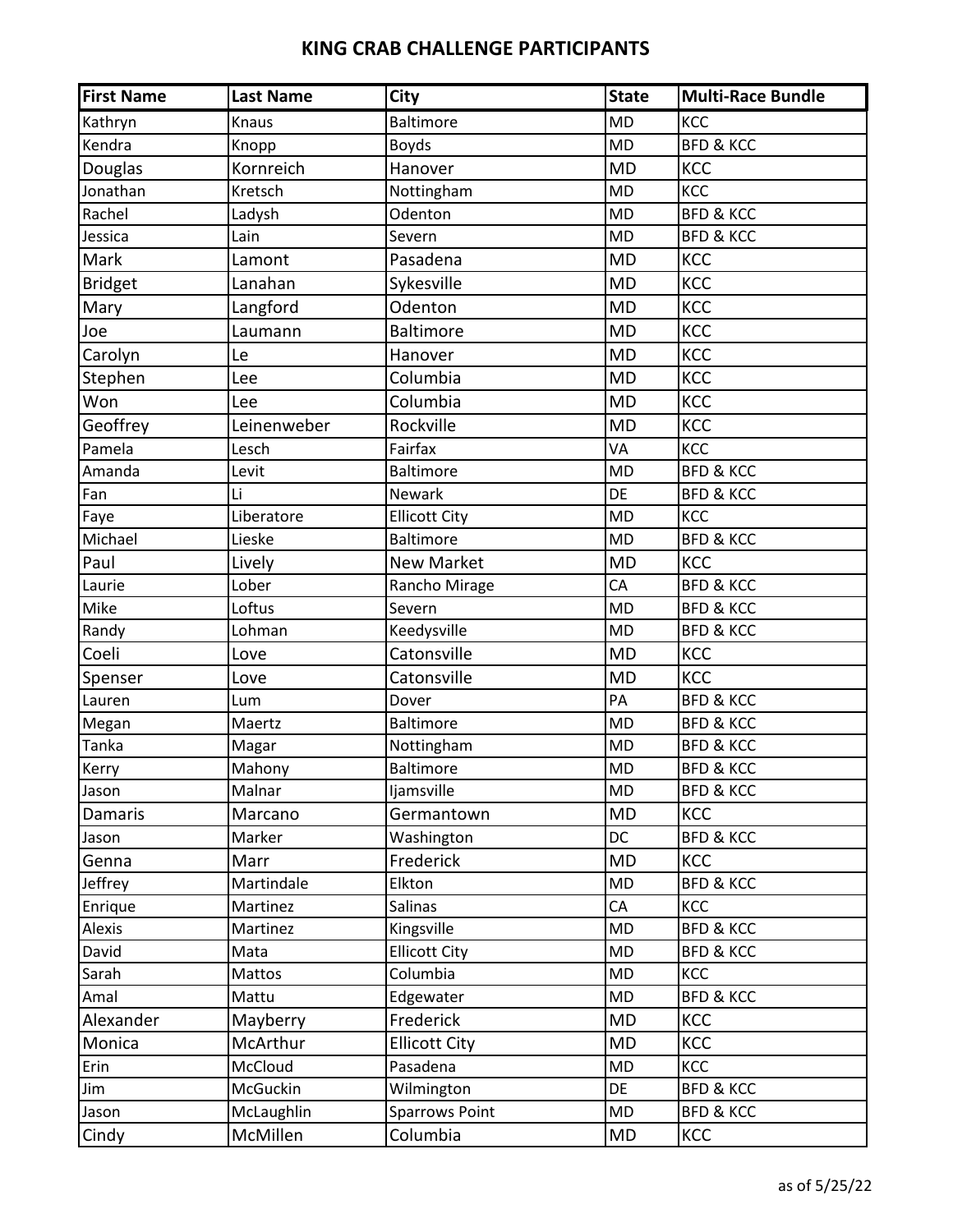# KING CRAB CHALLENGE PARTICIPANTS

| First Name | Last Name | City | State | Multi-Race Bundle |
|---|---|---|---|---|
| Kathryn | Knaus | Baltimore | MD | KCC |
| Kendra | Knopp | Boyds | MD | BFD & KCC |
| Douglas | Kornreich | Hanover | MD | KCC |
| Jonathan | Kretsch | Nottingham | MD | KCC |
| Rachel | Ladysh | Odenton | MD | BFD & KCC |
| Jessica | Lain | Severn | MD | BFD & KCC |
| Mark | Lamont | Pasadena | MD | KCC |
| Bridget | Lanahan | Sykesville | MD | KCC |
| Mary | Langford | Odenton | MD | KCC |
| Joe | Laumann | Baltimore | MD | KCC |
| Carolyn | Le | Hanover | MD | KCC |
| Stephen | Lee | Columbia | MD | KCC |
| Won | Lee | Columbia | MD | KCC |
| Geoffrey | Leinenweber | Rockville | MD | KCC |
| Pamela | Lesch | Fairfax | VA | KCC |
| Amanda | Levit | Baltimore | MD | BFD & KCC |
| Fan | Li | Newark | DE | BFD & KCC |
| Faye | Liberatore | Ellicott City | MD | KCC |
| Michael | Lieske | Baltimore | MD | BFD & KCC |
| Paul | Lively | New Market | MD | KCC |
| Laurie | Lober | Rancho Mirage | CA | BFD & KCC |
| Mike | Loftus | Severn | MD | BFD & KCC |
| Randy | Lohman | Keedysville | MD | BFD & KCC |
| Coeli | Love | Catonsville | MD | KCC |
| Spenser | Love | Catonsville | MD | KCC |
| Lauren | Lum | Dover | PA | BFD & KCC |
| Megan | Maertz | Baltimore | MD | BFD & KCC |
| Tanka | Magar | Nottingham | MD | BFD & KCC |
| Kerry | Mahony | Baltimore | MD | BFD & KCC |
| Jason | Malnar | Ijamsville | MD | BFD & KCC |
| Damaris | Marcano | Germantown | MD | KCC |
| Jason | Marker | Washington | DC | BFD & KCC |
| Genna | Marr | Frederick | MD | KCC |
| Jeffrey | Martindale | Elkton | MD | BFD & KCC |
| Enrique | Martinez | Salinas | CA | KCC |
| Alexis | Martinez | Kingsville | MD | BFD & KCC |
| David | Mata | Ellicott City | MD | BFD & KCC |
| Sarah | Mattos | Columbia | MD | KCC |
| Amal | Mattu | Edgewater | MD | BFD & KCC |
| Alexander | Mayberry | Frederick | MD | KCC |
| Monica | McArthur | Ellicott City | MD | KCC |
| Erin | McCloud | Pasadena | MD | KCC |
| Jim | McGuckin | Wilmington | DE | BFD & KCC |
| Jason | McLaughlin | Sparrows Point | MD | BFD & KCC |
| Cindy | McMillen | Columbia | MD | KCC |

as of 5/25/22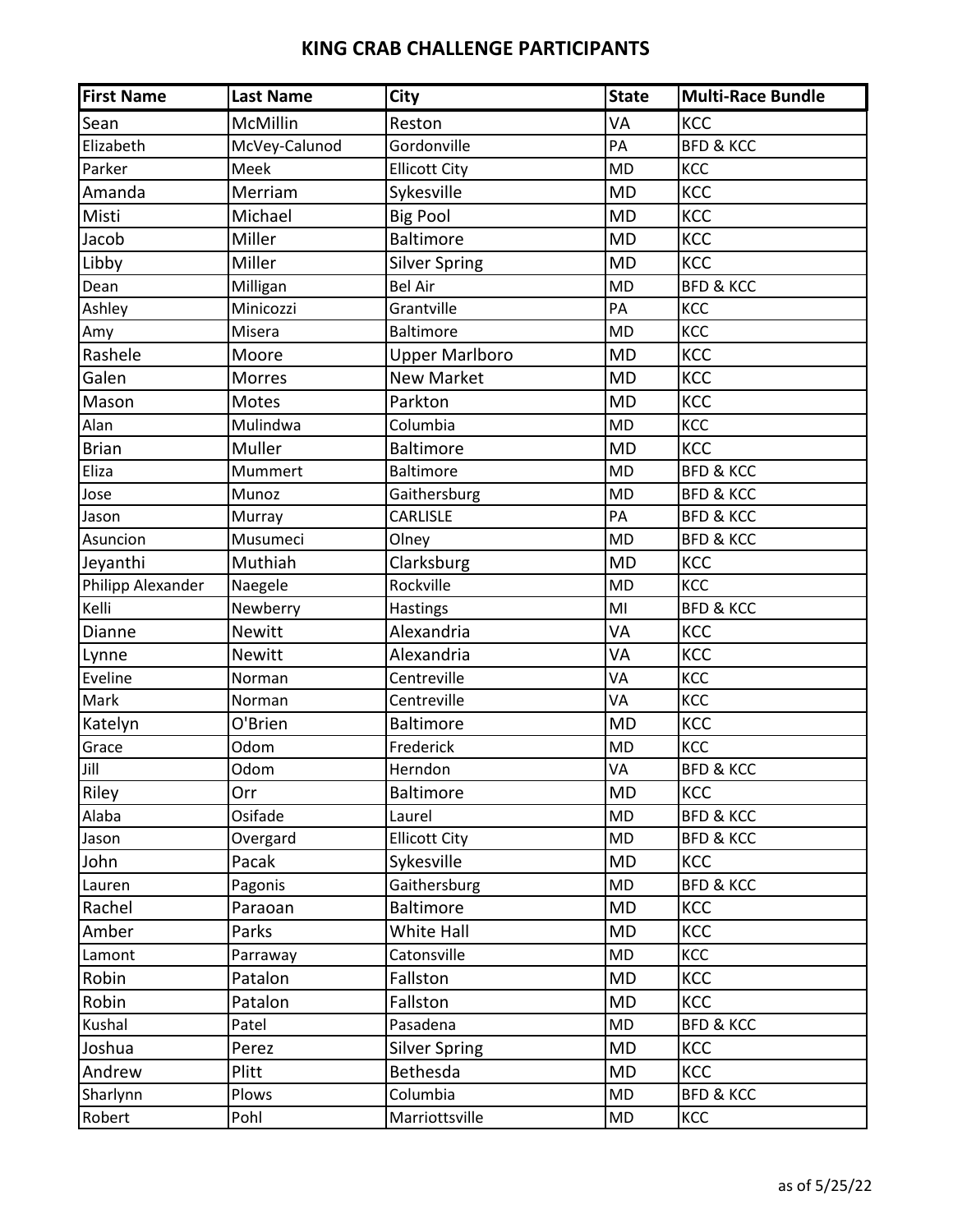## KING CRAB CHALLENGE PARTICIPANTS

| First Name | Last Name | City | State | Multi-Race Bundle |
|---|---|---|---|---|
| Sean | McMillin | Reston | VA | KCC |
| Elizabeth | McVey-Calunod | Gordonville | PA | BFD & KCC |
| Parker | Meek | Ellicott City | MD | KCC |
| Amanda | Merriam | Sykesville | MD | KCC |
| Misti | Michael | Big Pool | MD | KCC |
| Jacob | Miller | Baltimore | MD | KCC |
| Libby | Miller | Silver Spring | MD | KCC |
| Dean | Milligan | Bel Air | MD | BFD & KCC |
| Ashley | Minicozzi | Grantville | PA | KCC |
| Amy | Misera | Baltimore | MD | KCC |
| Rashele | Moore | Upper Marlboro | MD | KCC |
| Galen | Morres | New Market | MD | KCC |
| Mason | Motes | Parkton | MD | KCC |
| Alan | Mulindwa | Columbia | MD | KCC |
| Brian | Muller | Baltimore | MD | KCC |
| Eliza | Mummert | Baltimore | MD | BFD & KCC |
| Jose | Munoz | Gaithersburg | MD | BFD & KCC |
| Jason | Murray | CARLISLE | PA | BFD & KCC |
| Asuncion | Musumeci | Olney | MD | BFD & KCC |
| Jeyanthi | Muthiah | Clarksburg | MD | KCC |
| Philipp Alexander | Naegele | Rockville | MD | KCC |
| Kelli | Newberry | Hastings | MI | BFD & KCC |
| Dianne | Newitt | Alexandria | VA | KCC |
| Lynne | Newitt | Alexandria | VA | KCC |
| Eveline | Norman | Centreville | VA | KCC |
| Mark | Norman | Centreville | VA | KCC |
| Katelyn | O'Brien | Baltimore | MD | KCC |
| Grace | Odom | Frederick | MD | KCC |
| Jill | Odom | Herndon | VA | BFD & KCC |
| Riley | Orr | Baltimore | MD | KCC |
| Alaba | Osifade | Laurel | MD | BFD & KCC |
| Jason | Overgard | Ellicott City | MD | BFD & KCC |
| John | Pacak | Sykesville | MD | KCC |
| Lauren | Pagonis | Gaithersburg | MD | BFD & KCC |
| Rachel | Paraoan | Baltimore | MD | KCC |
| Amber | Parks | White Hall | MD | KCC |
| Lamont | Parraway | Catonsville | MD | KCC |
| Robin | Patalon | Fallston | MD | KCC |
| Robin | Patalon | Fallston | MD | KCC |
| Kushal | Patel | Pasadena | MD | BFD & KCC |
| Joshua | Perez | Silver Spring | MD | KCC |
| Andrew | Plitt | Bethesda | MD | KCC |
| Sharlynn | Plows | Columbia | MD | BFD & KCC |
| Robert | Pohl | Marriottsville | MD | KCC |

as of 5/25/22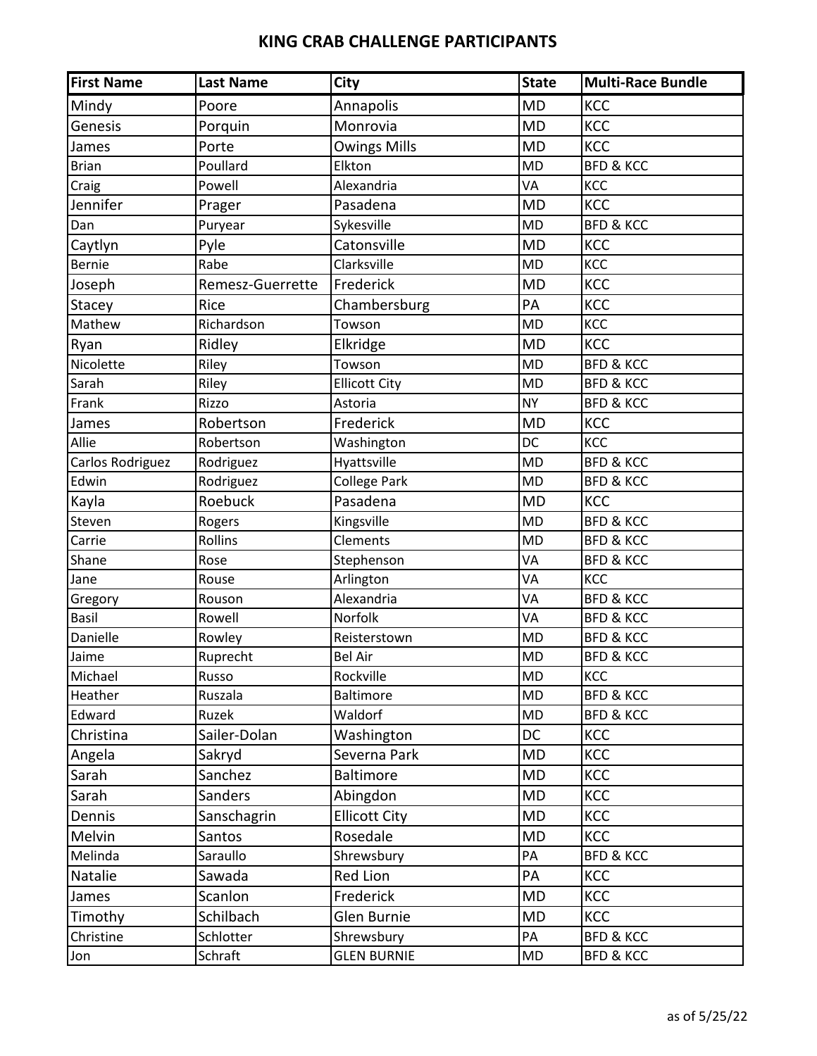## KING CRAB CHALLENGE PARTICIPANTS

| First Name | Last Name | City | State | Multi-Race Bundle |
|---|---|---|---|---|
| Mindy | Poore | Annapolis | MD | KCC |
| Genesis | Porquin | Monrovia | MD | KCC |
| James | Porte | Owings Mills | MD | KCC |
| Brian | Poullard | Elkton | MD | BFD & KCC |
| Craig | Powell | Alexandria | VA | KCC |
| Jennifer | Prager | Pasadena | MD | KCC |
| Dan | Puryear | Sykesville | MD | BFD & KCC |
| Caytlyn | Pyle | Catonsville | MD | KCC |
| Bernie | Rabe | Clarksville | MD | KCC |
| Joseph | Remesz-Guerrette | Frederick | MD | KCC |
| Stacey | Rice | Chambersburg | PA | KCC |
| Mathew | Richardson | Towson | MD | KCC |
| Ryan | Ridley | Elkridge | MD | KCC |
| Nicolette | Riley | Towson | MD | BFD & KCC |
| Sarah | Riley | Ellicott City | MD | BFD & KCC |
| Frank | Rizzo | Astoria | NY | BFD & KCC |
| James | Robertson | Frederick | MD | KCC |
| Allie | Robertson | Washington | DC | KCC |
| Carlos Rodriguez | Rodriguez | Hyattsville | MD | BFD & KCC |
| Edwin | Rodriguez | College Park | MD | BFD & KCC |
| Kayla | Roebuck | Pasadena | MD | KCC |
| Steven | Rogers | Kingsville | MD | BFD & KCC |
| Carrie | Rollins | Clements | MD | BFD & KCC |
| Shane | Rose | Stephenson | VA | BFD & KCC |
| Jane | Rouse | Arlington | VA | KCC |
| Gregory | Rouson | Alexandria | VA | BFD & KCC |
| Basil | Rowell | Norfolk | VA | BFD & KCC |
| Danielle | Rowley | Reisterstown | MD | BFD & KCC |
| Jaime | Ruprecht | Bel Air | MD | BFD & KCC |
| Michael | Russo | Rockville | MD | KCC |
| Heather | Ruszala | Baltimore | MD | BFD & KCC |
| Edward | Ruzek | Waldorf | MD | BFD & KCC |
| Christina | Sailer-Dolan | Washington | DC | KCC |
| Angela | Sakryd | Severna Park | MD | KCC |
| Sarah | Sanchez | Baltimore | MD | KCC |
| Sarah | Sanders | Abingdon | MD | KCC |
| Dennis | Sanschagrin | Ellicott City | MD | KCC |
| Melvin | Santos | Rosedale | MD | KCC |
| Melinda | Saraullo | Shrewsbury | PA | BFD & KCC |
| Natalie | Sawada | Red Lion | PA | KCC |
| James | Scanlon | Frederick | MD | KCC |
| Timothy | Schilbach | Glen Burnie | MD | KCC |
| Christine | Schlotter | Shrewsbury | PA | BFD & KCC |
| Jon | Schraft | GLEN BURNIE | MD | BFD & KCC |

as of 5/25/22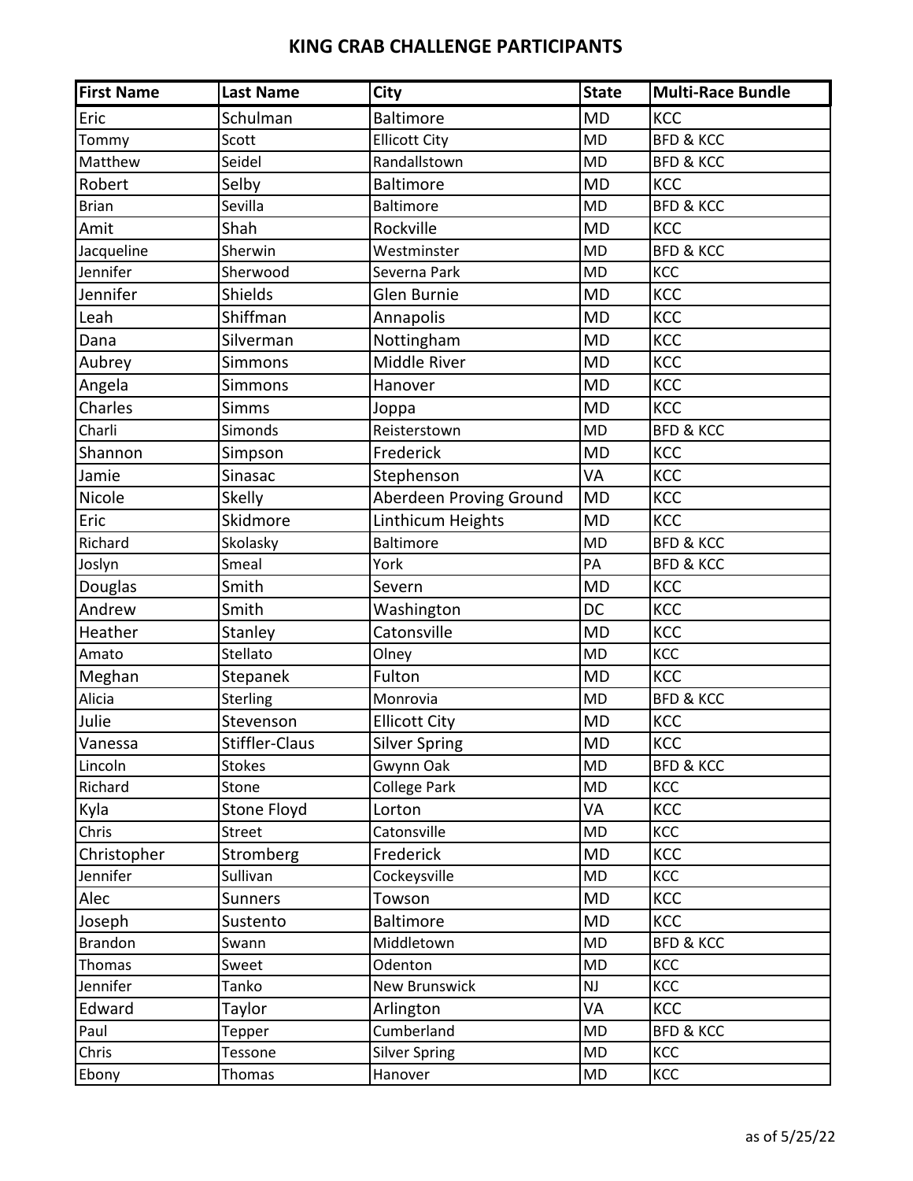## KING CRAB CHALLENGE PARTICIPANTS

| First Name | Last Name | City | State | Multi-Race Bundle |
|---|---|---|---|---|
| Eric | Schulman | Baltimore | MD | KCC |
| Tommy | Scott | Ellicott City | MD | BFD & KCC |
| Matthew | Seidel | Randallstown | MD | BFD & KCC |
| Robert | Selby | Baltimore | MD | KCC |
| Brian | Sevilla | Baltimore | MD | BFD & KCC |
| Amit | Shah | Rockville | MD | KCC |
| Jacqueline | Sherwin | Westminster | MD | BFD & KCC |
| Jennifer | Sherwood | Severna Park | MD | KCC |
| Jennifer | Shields | Glen Burnie | MD | KCC |
| Leah | Shiffman | Annapolis | MD | KCC |
| Dana | Silverman | Nottingham | MD | KCC |
| Aubrey | Simmons | Middle River | MD | KCC |
| Angela | Simmons | Hanover | MD | KCC |
| Charles | Simms | Joppa | MD | KCC |
| Charli | Simonds | Reisterstown | MD | BFD & KCC |
| Shannon | Simpson | Frederick | MD | KCC |
| Jamie | Sinasac | Stephenson | VA | KCC |
| Nicole | Skelly | Aberdeen Proving Ground | MD | KCC |
| Eric | Skidmore | Linthicum Heights | MD | KCC |
| Richard | Skolasky | Baltimore | MD | BFD & KCC |
| Joslyn | Smeal | York | PA | BFD & KCC |
| Douglas | Smith | Severn | MD | KCC |
| Andrew | Smith | Washington | DC | KCC |
| Heather | Stanley | Catonsville | MD | KCC |
| Amato | Stellato | Olney | MD | KCC |
| Meghan | Stepanek | Fulton | MD | KCC |
| Alicia | Sterling | Monrovia | MD | BFD & KCC |
| Julie | Stevenson | Ellicott City | MD | KCC |
| Vanessa | Stiffler-Claus | Silver Spring | MD | KCC |
| Lincoln | Stokes | Gwynn Oak | MD | BFD & KCC |
| Richard | Stone | College Park | MD | KCC |
| Kyla | Stone Floyd | Lorton | VA | KCC |
| Chris | Street | Catonsville | MD | KCC |
| Christopher | Stromberg | Frederick | MD | KCC |
| Jennifer | Sullivan | Cockeysville | MD | KCC |
| Alec | Sunners | Towson | MD | KCC |
| Joseph | Sustento | Baltimore | MD | KCC |
| Brandon | Swann | Middletown | MD | BFD & KCC |
| Thomas | Sweet | Odenton | MD | KCC |
| Jennifer | Tanko | New Brunswick | NJ | KCC |
| Edward | Taylor | Arlington | VA | KCC |
| Paul | Tepper | Cumberland | MD | BFD & KCC |
| Chris | Tessone | Silver Spring | MD | KCC |
| Ebony | Thomas | Hanover | MD | KCC |

as of 5/25/22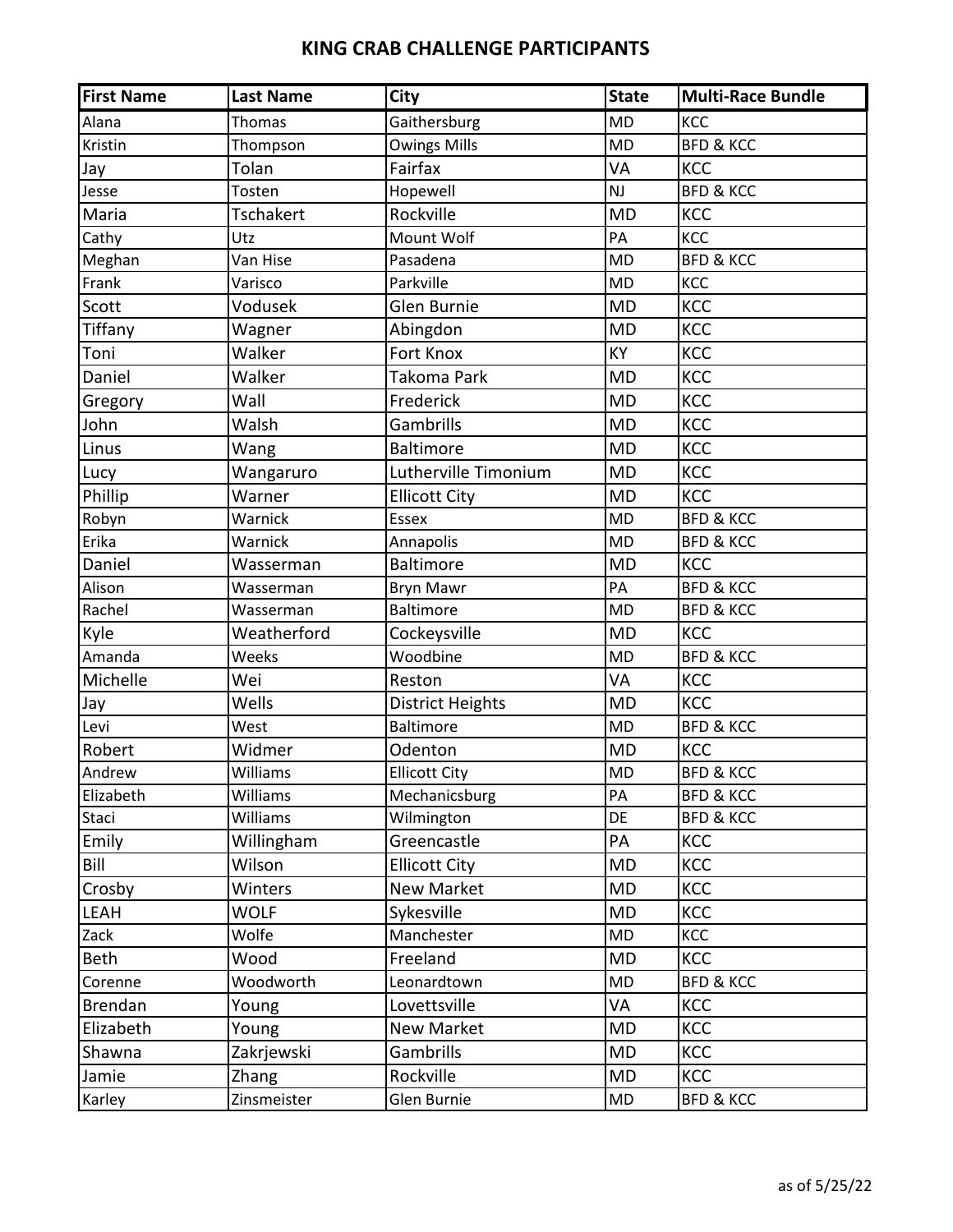## KING CRAB CHALLENGE PARTICIPANTS

| First Name | Last Name | City | State | Multi-Race Bundle |
|---|---|---|---|---|
| Alana | Thomas | Gaithersburg | MD | KCC |
| Kristin | Thompson | Owings Mills | MD | BFD & KCC |
| Jay | Tolan | Fairfax | VA | KCC |
| Jesse | Tosten | Hopewell | NJ | BFD & KCC |
| Maria | Tschakert | Rockville | MD | KCC |
| Cathy | Utz | Mount Wolf | PA | KCC |
| Meghan | Van Hise | Pasadena | MD | BFD & KCC |
| Frank | Varisco | Parkville | MD | KCC |
| Scott | Vodusek | Glen Burnie | MD | KCC |
| Tiffany | Wagner | Abingdon | MD | KCC |
| Toni | Walker | Fort Knox | KY | KCC |
| Daniel | Walker | Takoma Park | MD | KCC |
| Gregory | Wall | Frederick | MD | KCC |
| John | Walsh | Gambrills | MD | KCC |
| Linus | Wang | Baltimore | MD | KCC |
| Lucy | Wangaruro | Lutherville Timonium | MD | KCC |
| Phillip | Warner | Ellicott City | MD | KCC |
| Robyn | Warnick | Essex | MD | BFD & KCC |
| Erika | Warnick | Annapolis | MD | BFD & KCC |
| Daniel | Wasserman | Baltimore | MD | KCC |
| Alison | Wasserman | Bryn Mawr | PA | BFD & KCC |
| Rachel | Wasserman | Baltimore | MD | BFD & KCC |
| Kyle | Weatherford | Cockeysville | MD | KCC |
| Amanda | Weeks | Woodbine | MD | BFD & KCC |
| Michelle | Wei | Reston | VA | KCC |
| Jay | Wells | District Heights | MD | KCC |
| Levi | West | Baltimore | MD | BFD & KCC |
| Robert | Widmer | Odenton | MD | KCC |
| Andrew | Williams | Ellicott City | MD | BFD & KCC |
| Elizabeth | Williams | Mechanicsburg | PA | BFD & KCC |
| Staci | Williams | Wilmington | DE | BFD & KCC |
| Emily | Willingham | Greencastle | PA | KCC |
| Bill | Wilson | Ellicott City | MD | KCC |
| Crosby | Winters | New Market | MD | KCC |
| LEAH | WOLF | Sykesville | MD | KCC |
| Zack | Wolfe | Manchester | MD | KCC |
| Beth | Wood | Freeland | MD | KCC |
| Corenne | Woodworth | Leonardtown | MD | BFD & KCC |
| Brendan | Young | Lovettsville | VA | KCC |
| Elizabeth | Young | New Market | MD | KCC |
| Shawna | Zakrjewski | Gambrills | MD | KCC |
| Jamie | Zhang | Rockville | MD | KCC |
| Karley | Zinsmeister | Glen Burnie | MD | BFD & KCC |

as of 5/25/22